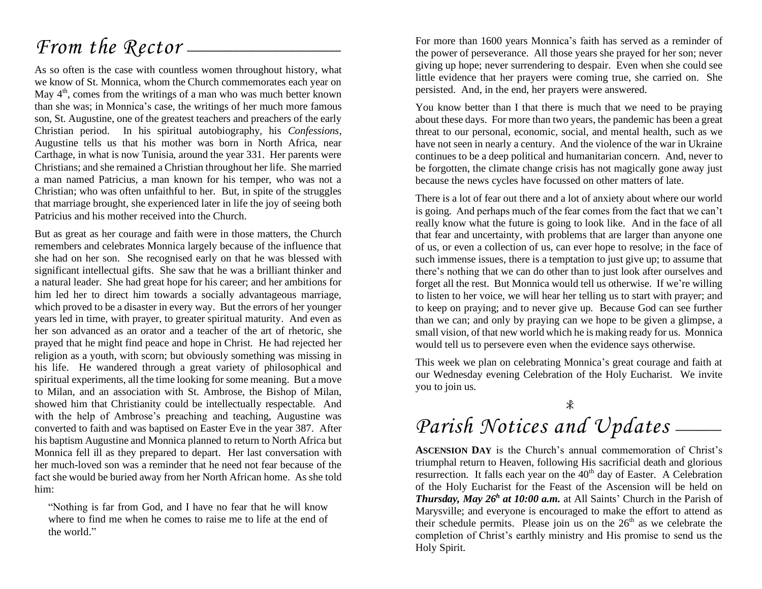# From the Rector

As so often is the case with countless women throughout history, what we know of St. Monnica, whom the Church commemorates each year on May 4th, comes from the writings of a man who was much better known than she was; in Monnica's case, the writings of her much more famous son, St. Augustine, one of the greatest teachers and preachers of the early Christian period. In his spiritual autobiography, his *Confessions*, Augustine tells us that his mother was born in North Africa, near Carthage, in what is now Tunisia, around the year 331. Her parents were Christians; and she remained a Christian throughout her life. She married a man named Patricius, a man known for his temper, who was not a Christian; who was often unfaithful to her. But, in spite of the struggles that marriage brought, she experienced later in life the joy of seeing both Patricius and his mother received into the Church.

But as great as her courage and faith were in those matters, the Church remembers and celebrates Monnica largely because of the influence that she had on her son. She recognised early on that he was blessed with significant intellectual gifts. She saw that he was a brilliant thinker and a natural leader. She had great hope for his career; and her ambitions for him led her to direct him towards a socially advantageous marriage, which proved to be a disaster in every way. But the errors of her younger years led in time, with prayer, to greater spiritual maturity. And even as her son advanced as an orator and a teacher of the art of rhetoric, she prayed that he might find peace and hope in Christ. He had rejected her religion as a youth, with scorn; but obviously something was missing in his life. He wandered through a great variety of philosophical and spiritual experiments, all the time looking for some meaning. But a move to Milan, and an association with St. Ambrose, the Bishop of Milan, showed him that Christianity could be intellectually respectable. And with the help of Ambrose's preaching and teaching, Augustine was converted to faith and was baptised on Easter Eve in the year 387. After his baptism Augustine and Monnica planned to return to North Africa but Monnica fell ill as they prepared to depart. Her last conversation with her much-loved son was a reminder that he need not fear because of the fact she would be buried away from her North African home. As she told him:

> "Nothing is far from God, and I have no fear that he will know where to find me when he comes to raise me to life at the end of the world."

For more than 1600 years Monnica's faith has served as a reminder of the power of perseverance. All those years she prayed for her son; never giving up hope; never surrendering to despair. Even when she could see little evidence that her prayers were coming true, she carried on. She persisted. And, in the end, her prayers were answered.

You know better than I that there is much that we need to be praying about these days. For more than two years, the pandemic has been a great threat to our personal, economic, social, and mental health, such as we have not seen in nearly a century. And the violence of the war in Ukraine continues to be a deep political and humanitarian concern. And, never to be forgotten, the climate change crisis has not magically gone away just because the news cycles have focussed on other matters of late.

There is a lot of fear out there and a lot of anxiety about where our world is going. And perhaps much of the fear comes from the fact that we can't really know what the future is going to look like. And in the face of all that fear and uncertainty, with problems that are larger than anyone one of us, or even a collection of us, can ever hope to resolve; in the face of such immense issues, there is a temptation to just give up; to assume that there's nothing that we can do other than to just look after ourselves and forget all the rest. But Monnica would tell us otherwise. If we're willing to listen to her voice, we will hear her telling us to start with prayer; and to keep on praying; and to never give up. Because God can see further than we can; and only by praying can we hope to be given a glimpse, a small vision, of that new world which he is making ready for us. Monnica would tell us to persevere even when the evidence says otherwise.

This week we plan on celebrating Monnica's great courage and faith at our Wednesday evening Celebration of the Holy Eucharist. We invite you to join us.

⁎

# Parish Notices and Updates

**ASCENSION DAY** is the Church's annual commemoration of Christ's triumphal return to Heaven, following His sacrificial death and glorious resurrection. It falls each year on the 40th day of Easter. A Celebration of the Holy Eucharist for the Feast of the Ascension will be held on ***Thursday, May 26h at 10:00 a.m.*** at All Saints' Church in the Parish of Marysville; and everyone is encouraged to make the effort to attend as their schedule permits. Please join us on the 26th as we celebrate the completion of Christ's earthly ministry and His promise to send us the Holy Spirit.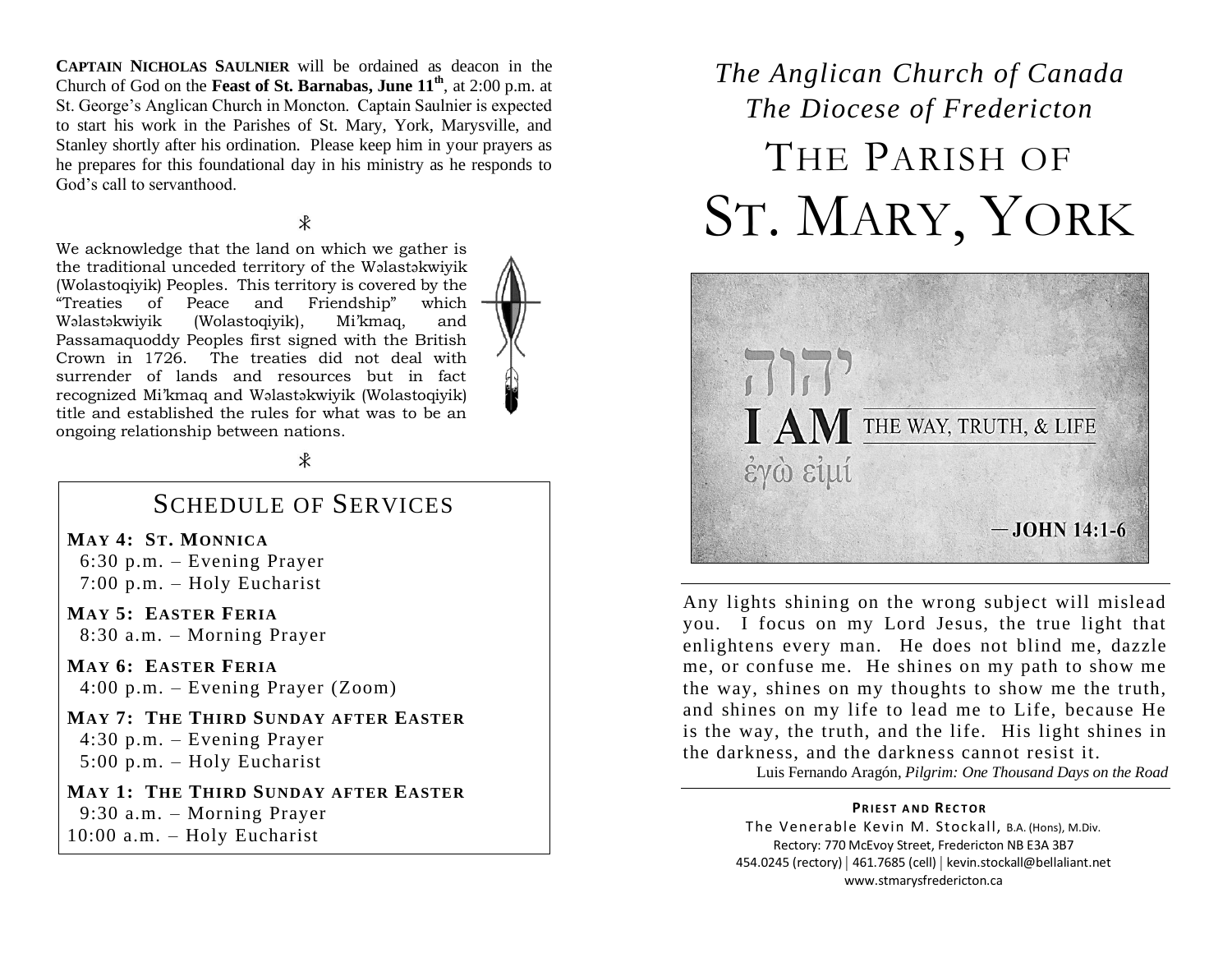**Captain Nicholas Saulnier** will be ordained as deacon in the Church of God on the **Feast of St. Barnabas, June 11th**, at 2:00 p.m. at St. George's Anglican Church in Moncton. Captain Saulnier is expected to start his work in the Parishes of St. Mary, York, Marysville, and Stanley shortly after his ordination. Please keep him in your prayers as he prepares for this foundational day in his ministry as he responds to God's call to servanthood.

☧

We acknowledge that the land on which we gather is the traditional unceded territory of the Wəlastəkwiyik (Wolastoqiyik) Peoples. This territory is covered by the "Treaties of Peace and Friendship" which Wəlastəkwiyik (Wolastoqiyik), Mi'kmaq, and Passamaquoddy Peoples first signed with the British Crown in 1726. The treaties did not deal with surrender of lands and resources but in fact recognized Mi'kmaq and Wəlastəkwiyik (Wolastoqiyik) title and established the rules for what was to be an ongoing relationship between nations.

☧

## Schedule of Services

**May 4: St. Monnica**
6:30 p.m. – Evening Prayer
7:00 p.m. – Holy Eucharist

**May 5: Easter Feria**
8:30 a.m. – Morning Prayer

**May 6: Easter Feria**
4:00 p.m. – Evening Prayer (Zoom)

**May 7: The Third Sunday after Easter**
4:30 p.m. – Evening Prayer
5:00 p.m. – Holy Eucharist

**May 1: The Third Sunday after Easter**
9:30 a.m. – Morning Prayer
10:00 a.m. – Holy Eucharist

*The Anglican Church of Canada*
*The Diocese of Fredericton*

# The Parish of St. Mary, York

יהוה
**I AM** THE WAY, TRUTH, & LIFE
ἐγὼ εἰμί
— **JOHN 14:1-6**

Any lights shining on the wrong subject will mislead you. I focus on my Lord Jesus, the true light that enlightens every man. He does not blind me, dazzle me, or confuse me. He shines on my path to show me the way, shines on my thoughts to show me the truth, and shines on my life to lead me to Life, because He is the way, the truth, and the life. His light shines in the darkness, and the darkness cannot resist it.

Luis Fernando Aragón, *Pilgrim: One Thousand Days on the Road*

**Priest and Rector**
The Venerable Kevin M. Stockall, B.A. (Hons), M.Div.
Rectory: 770 McEvoy Street, Fredericton NB E3A 3B7
454.0245 (rectory) | 461.7685 (cell) | kevin.stockall@bellaliant.net
www.stmarysfredericton.ca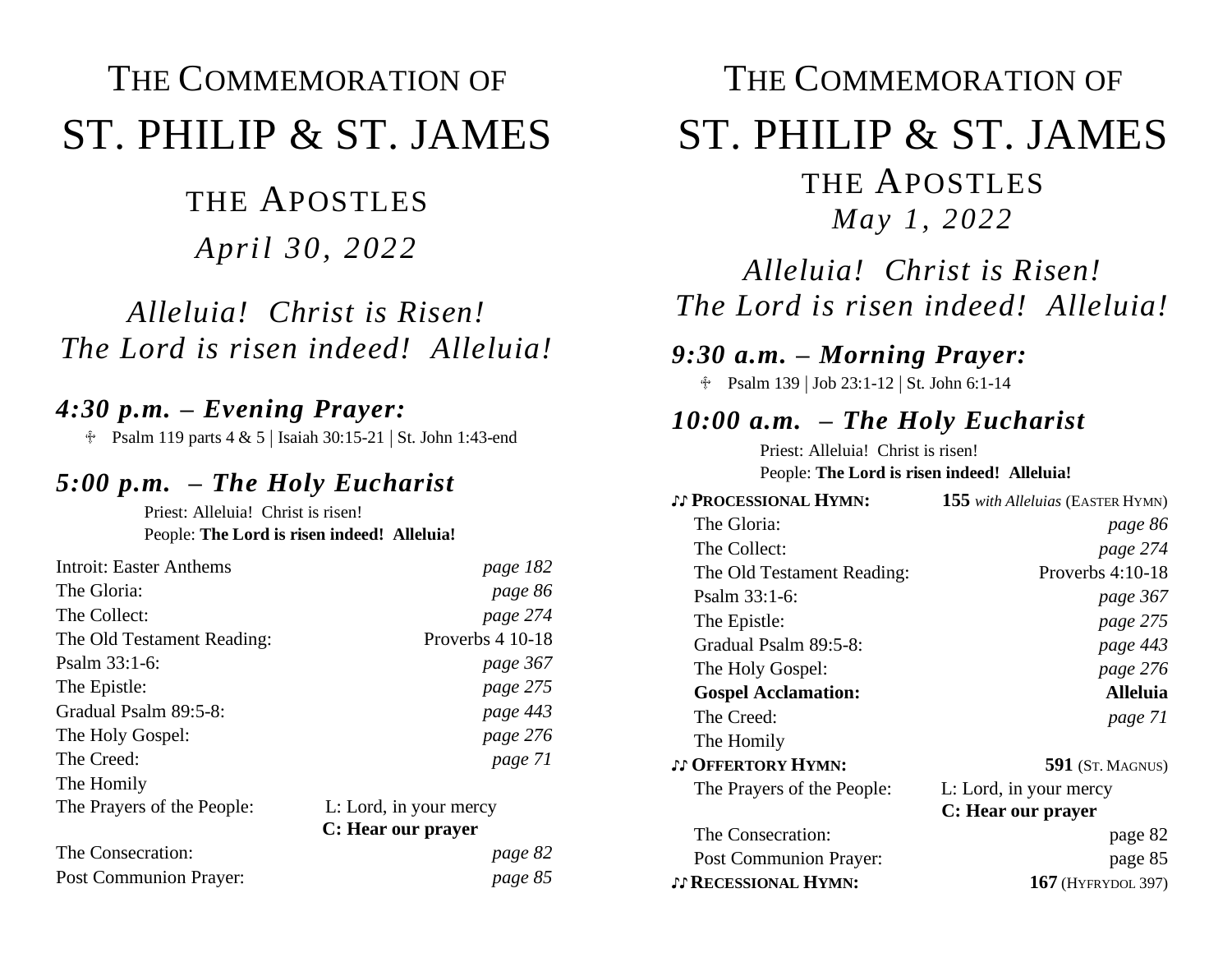# THE COMMEMORATION OF

# ST. PHILIP & ST. JAMES

## THE APOSTLES

### *April 30, 2022*

### *Alleluia! Christ is Risen!*
### *The Lord is risen indeed! Alleluia!*

## *4:30 p.m. – Evening Prayer:*

♰ Psalm 119 parts 4 & 5 | Isaiah 30:15-21 | St. John 1:43-end

## *5:00 p.m. – The Holy Eucharist*

Priest: Alleluia! Christ is risen!
People: **The Lord is risen indeed! Alleluia!**

| | |
|---|---|
| Introit: Easter Anthems | *page 182* |
| The Gloria: | *page 86* |
| The Collect: | *page 274* |
| The Old Testament Reading: | Proverbs 4 10-18 |
| Psalm 33:1-6: | *page 367* |
| The Epistle: | *page 275* |
| Gradual Psalm 89:5-8: | *page 443* |
| The Holy Gospel: | *page 276* |
| The Creed: | *page 71* |
| The Homily | |
| The Prayers of the People: | L: Lord, in your mercy<br>**C: Hear our prayer** |
| The Consecration: | *page 82* |
| Post Communion Prayer: | *page 85* |

# THE COMMEMORATION OF

# ST. PHILIP & ST. JAMES

## THE APOSTLES

### *May 1, 2022*

### *Alleluia! Christ is Risen!*
### *The Lord is risen indeed! Alleluia!*

## *9:30 a.m. – Morning Prayer:*

♰ Psalm 139 | Job 23:1-12 | St. John 6:1-14

## *10:00 a.m. – The Holy Eucharist*

Priest: Alleluia! Christ is risen!
People: **The Lord is risen indeed! Alleluia!**

| | |
|---|---|
| ♪♪ **PROCESSIONAL HYMN:** | **155** *with Alleluias* (EASTER HYMN) |
| The Gloria: | *page 86* |
| The Collect: | *page 274* |
| The Old Testament Reading: | Proverbs 4:10-18 |
| Psalm 33:1-6: | *page 367* |
| The Epistle: | *page 275* |
| Gradual Psalm 89:5-8: | *page 443* |
| The Holy Gospel: | *page 276* |
| **Gospel Acclamation:** | **Alleluia** |
| The Creed: | *page 71* |
| The Homily | |
| ♪♪ **OFFERTORY HYMN:** | **591** (ST. MAGNUS) |
| The Prayers of the People: | L: Lord, in your mercy<br>**C: Hear our prayer** |
| The Consecration: | page 82 |
| Post Communion Prayer: | page 85 |
| ♪♪ **RECESSIONAL HYMN:** | **167** (HYFRYDOL 397) |